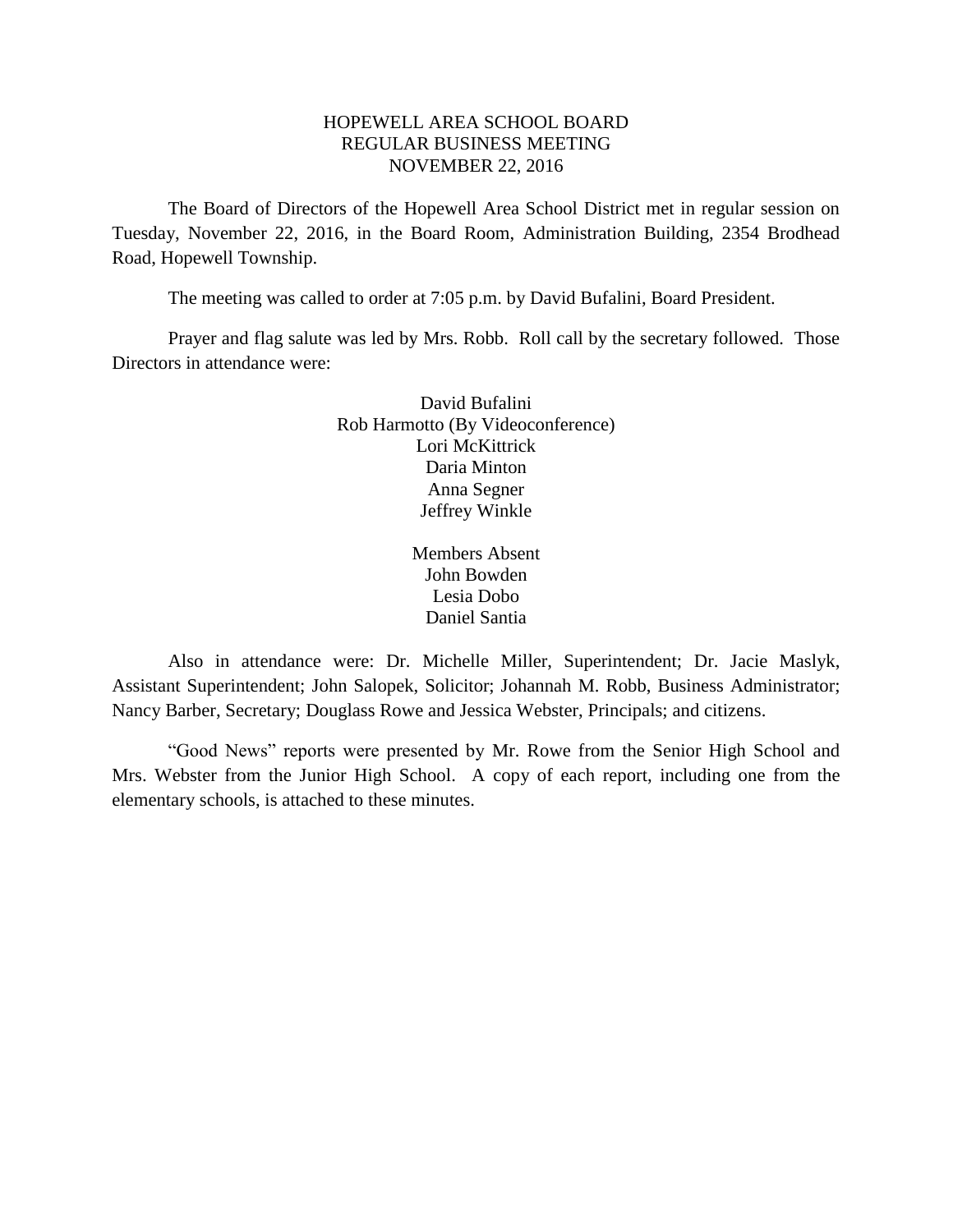# HOPEWELL AREA SCHOOL BOARD
## REGULAR BUSINESS MEETING
## NOVEMBER 22, 2016

The Board of Directors of the Hopewell Area School District met in regular session on Tuesday, November 22, 2016, in the Board Room, Administration Building, 2354 Brodhead Road, Hopewell Township.

The meeting was called to order at 7:05 p.m. by David Bufalini, Board President.

Prayer and flag salute was led by Mrs. Robb. Roll call by the secretary followed. Those Directors in attendance were:

David Bufalini
Rob Harmotto (By Videoconference)
Lori McKittrick
Daria Minton
Anna Segner
Jeffrey Winkle

Members Absent
John Bowden
Lesia Dobo
Daniel Santia

Also in attendance were: Dr. Michelle Miller, Superintendent; Dr. Jacie Maslyk, Assistant Superintendent; John Salopek, Solicitor; Johannah M. Robb, Business Administrator; Nancy Barber, Secretary; Douglass Rowe and Jessica Webster, Principals; and citizens.

"Good News" reports were presented by Mr. Rowe from the Senior High School and Mrs. Webster from the Junior High School. A copy of each report, including one from the elementary schools, is attached to these minutes.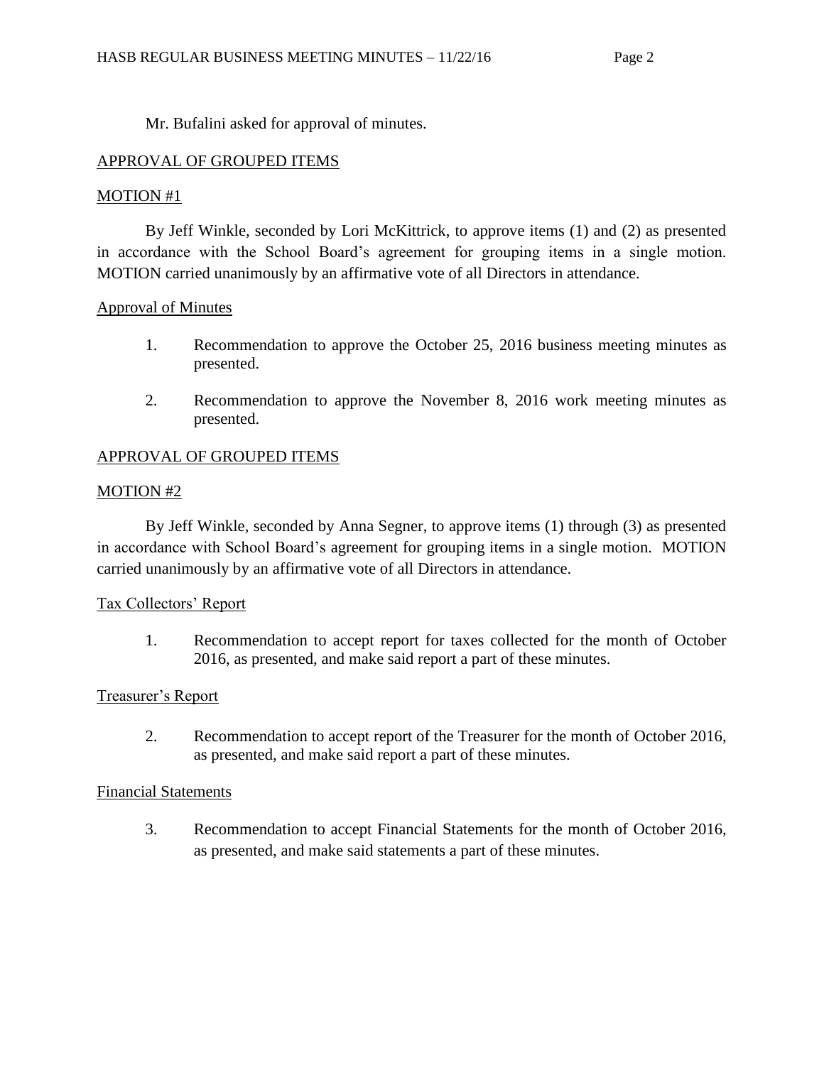Mr. Bufalini asked for approval of minutes.

## APPROVAL OF GROUPED ITEMS

### MOTION #1

By Jeff Winkle, seconded by Lori McKittrick, to approve items (1) and (2) as presented in accordance with the School Board's agreement for grouping items in a single motion. MOTION carried unanimously by an affirmative vote of all Directors in attendance.

### Approval of Minutes

1. Recommendation to approve the October 25, 2016 business meeting minutes as presented.

2. Recommendation to approve the November 8, 2016 work meeting minutes as presented.

## APPROVAL OF GROUPED ITEMS

### MOTION #2

By Jeff Winkle, seconded by Anna Segner, to approve items (1) through (3) as presented in accordance with School Board's agreement for grouping items in a single motion. MOTION carried unanimously by an affirmative vote of all Directors in attendance.

### Tax Collectors' Report

1. Recommendation to accept report for taxes collected for the month of October 2016, as presented, and make said report a part of these minutes.

### Treasurer's Report

2. Recommendation to accept report of the Treasurer for the month of October 2016, as presented, and make said report a part of these minutes.

### Financial Statements

3. Recommendation to accept Financial Statements for the month of October 2016, as presented, and make said statements a part of these minutes.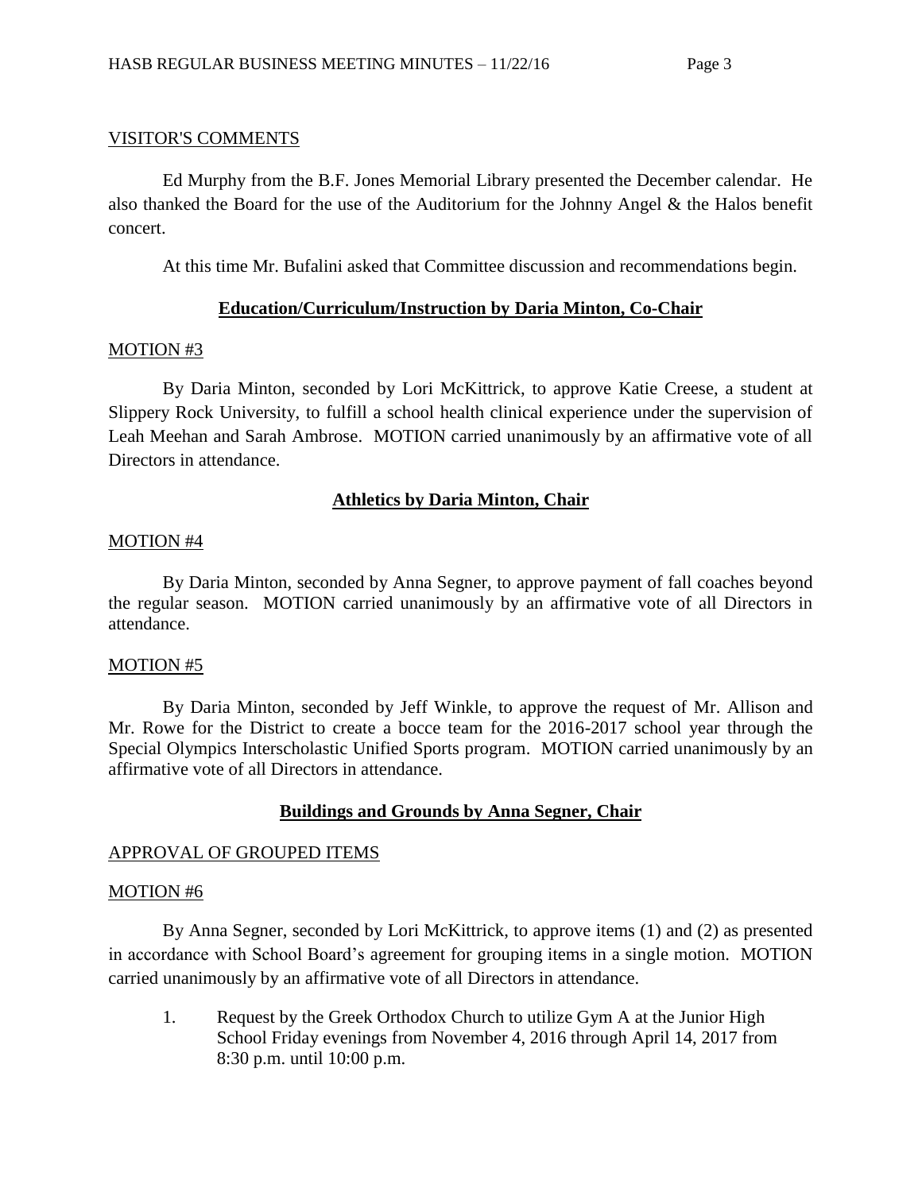VISITOR'S COMMENTS

Ed Murphy from the B.F. Jones Memorial Library presented the December calendar. He also thanked the Board for the use of the Auditorium for the Johnny Angel & the Halos benefit concert.

At this time Mr. Bufalini asked that Committee discussion and recommendations begin.

## Education/Curriculum/Instruction by Daria Minton, Co-Chair

MOTION #3

By Daria Minton, seconded by Lori McKittrick, to approve Katie Creese, a student at Slippery Rock University, to fulfill a school health clinical experience under the supervision of Leah Meehan and Sarah Ambrose. MOTION carried unanimously by an affirmative vote of all Directors in attendance.

## Athletics by Daria Minton, Chair

MOTION #4

By Daria Minton, seconded by Anna Segner, to approve payment of fall coaches beyond the regular season. MOTION carried unanimously by an affirmative vote of all Directors in attendance.

MOTION #5

By Daria Minton, seconded by Jeff Winkle, to approve the request of Mr. Allison and Mr. Rowe for the District to create a bocce team for the 2016-2017 school year through the Special Olympics Interscholastic Unified Sports program. MOTION carried unanimously by an affirmative vote of all Directors in attendance.

## Buildings and Grounds by Anna Segner, Chair

APPROVAL OF GROUPED ITEMS

MOTION #6

By Anna Segner, seconded by Lori McKittrick, to approve items (1) and (2) as presented in accordance with School Board's agreement for grouping items in a single motion. MOTION carried unanimously by an affirmative vote of all Directors in attendance.

1. Request by the Greek Orthodox Church to utilize Gym A at the Junior High School Friday evenings from November 4, 2016 through April 14, 2017 from 8:30 p.m. until 10:00 p.m.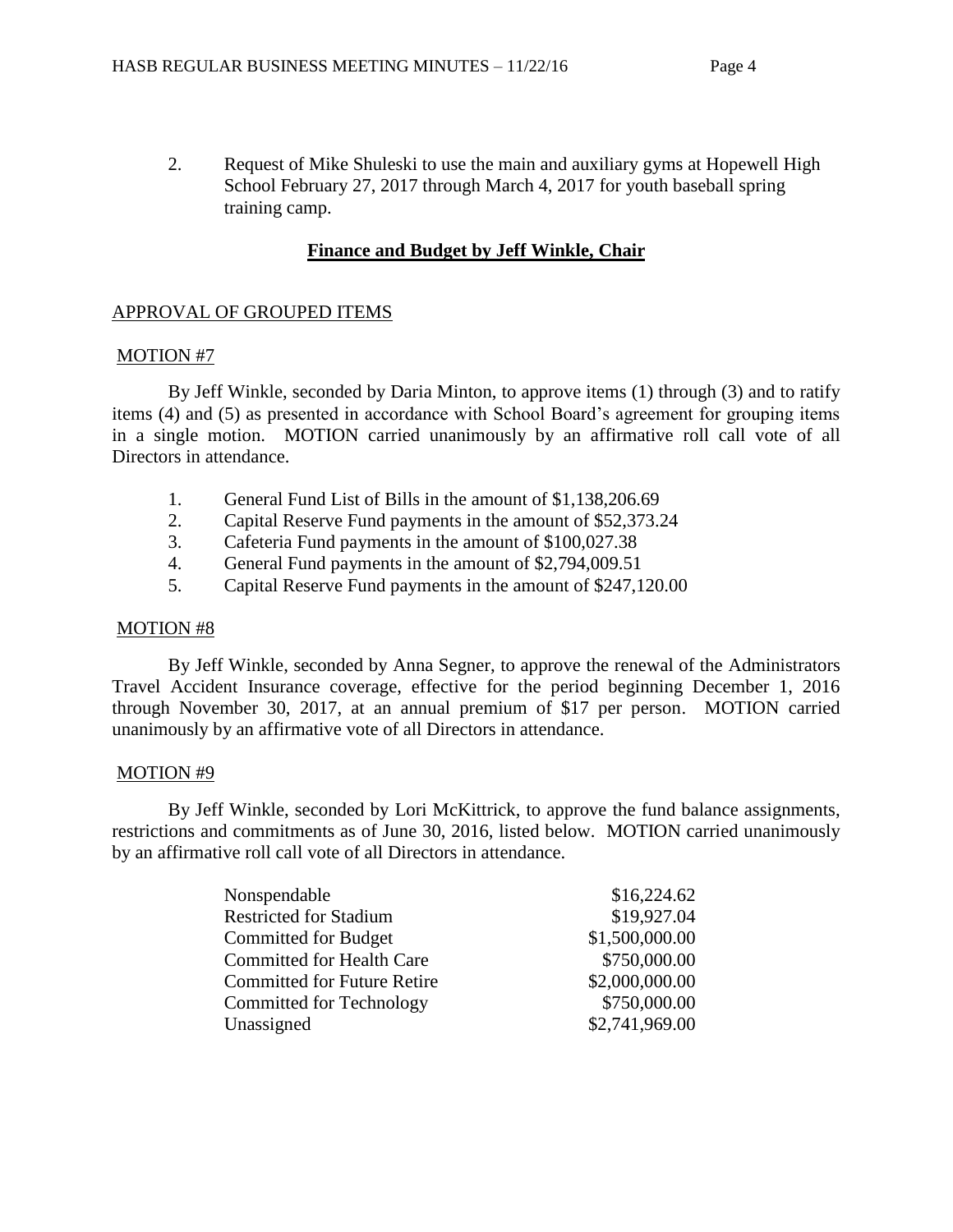2. Request of Mike Shuleski to use the main and auxiliary gyms at Hopewell High School February 27, 2017 through March 4, 2017 for youth baseball spring training camp.

## **Finance and Budget by Jeff Winkle, Chair**

APPROVAL OF GROUPED ITEMS

MOTION #7

By Jeff Winkle, seconded by Daria Minton, to approve items (1) through (3) and to ratify items (4) and (5) as presented in accordance with School Board's agreement for grouping items in a single motion. MOTION carried unanimously by an affirmative roll call vote of all Directors in attendance.

1. General Fund List of Bills in the amount of $1,138,206.69
2. Capital Reserve Fund payments in the amount of $52,373.24
3. Cafeteria Fund payments in the amount of $100,027.38
4. General Fund payments in the amount of $2,794,009.51
5. Capital Reserve Fund payments in the amount of $247,120.00

MOTION #8

By Jeff Winkle, seconded by Anna Segner, to approve the renewal of the Administrators Travel Accident Insurance coverage, effective for the period beginning December 1, 2016 through November 30, 2017, at an annual premium of $17 per person. MOTION carried unanimously by an affirmative vote of all Directors in attendance.

MOTION #9

By Jeff Winkle, seconded by Lori McKittrick, to approve the fund balance assignments, restrictions and commitments as of June 30, 2016, listed below. MOTION carried unanimously by an affirmative roll call vote of all Directors in attendance.

| | |
|---|---:|
| Nonspendable | $16,224.62 |
| Restricted for Stadium | $19,927.04 |
| Committed for Budget | $1,500,000.00 |
| Committed for Health Care | $750,000.00 |
| Committed for Future Retire | $2,000,000.00 |
| Committed for Technology | $750,000.00 |
| Unassigned | $2,741,969.00 |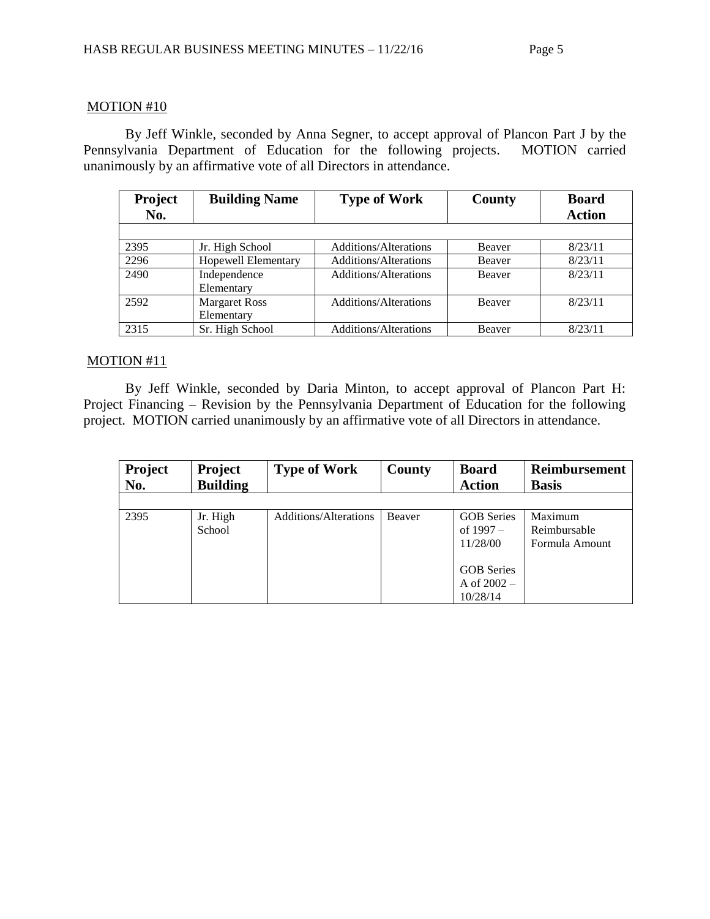MOTION #10

By Jeff Winkle, seconded by Anna Segner, to accept approval of Plancon Part J by the Pennsylvania Department of Education for the following projects. MOTION carried unanimously by an affirmative vote of all Directors in attendance.

| Project No. | Building Name | Type of Work | County | Board Action |
|---|---|---|---|---|
| 2395 | Jr. High School | Additions/Alterations | Beaver | 8/23/11 |
| 2296 | Hopewell Elementary | Additions/Alterations | Beaver | 8/23/11 |
| 2490 | Independence Elementary | Additions/Alterations | Beaver | 8/23/11 |
| 2592 | Margaret Ross Elementary | Additions/Alterations | Beaver | 8/23/11 |
| 2315 | Sr. High School | Additions/Alterations | Beaver | 8/23/11 |

MOTION #11

By Jeff Winkle, seconded by Daria Minton, to accept approval of Plancon Part H: Project Financing – Revision by the Pennsylvania Department of Education for the following project. MOTION carried unanimously by an affirmative vote of all Directors in attendance.

| Project No. | Project Building | Type of Work | County | Board Action | Reimbursement Basis |
|---|---|---|---|---|---|
| 2395 | Jr. High School | Additions/Alterations | Beaver | GOB Series of 1997 – 11/28/00<br><br>GOB Series A of 2002 – 10/28/14 | Maximum Reimbursable Formula Amount |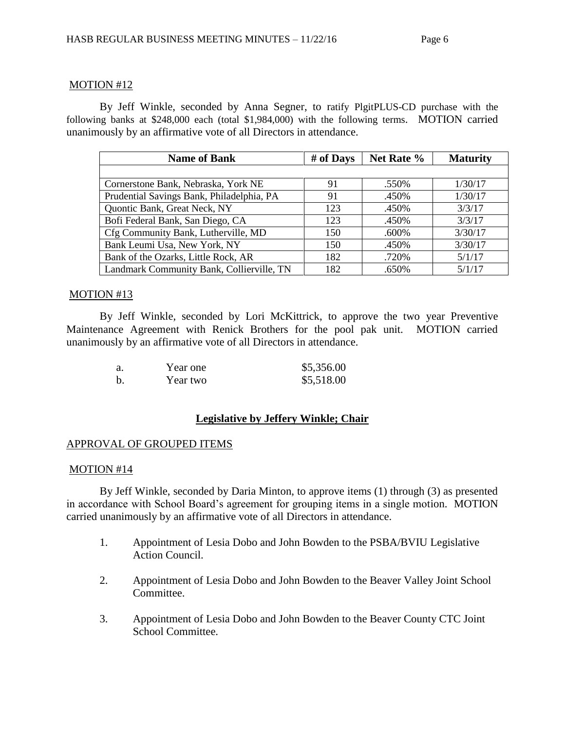MOTION #12

By Jeff Winkle, seconded by Anna Segner, to ratify PlgitPLUS-CD purchase with the following banks at $248,000 each (total $1,984,000) with the following terms. MOTION carried unanimously by an affirmative vote of all Directors in attendance.

| Name of Bank | # of Days | Net Rate % | Maturity |
|---|---|---|---|
| Cornerstone Bank, Nebraska, York NE | 91 | .550% | 1/30/17 |
| Prudential Savings Bank, Philadelphia, PA | 91 | .450% | 1/30/17 |
| Quontic Bank, Great Neck, NY | 123 | .450% | 3/3/17 |
| Bofi Federal Bank, San Diego, CA | 123 | .450% | 3/3/17 |
| Cfg Community Bank, Lutherville, MD | 150 | .600% | 3/30/17 |
| Bank Leumi Usa, New York, NY | 150 | .450% | 3/30/17 |
| Bank of the Ozarks, Little Rock, AR | 182 | .720% | 5/1/17 |
| Landmark Community Bank, Collierville, TN | 182 | .650% | 5/1/17 |

MOTION #13

By Jeff Winkle, seconded by Lori McKittrick, to approve the two year Preventive Maintenance Agreement with Renick Brothers for the pool pak unit. MOTION carried unanimously by an affirmative vote of all Directors in attendance.

a. Year one $5,356.00
b. Year two $5,518.00

## Legislative by Jeffery Winkle; Chair

APPROVAL OF GROUPED ITEMS

MOTION #14

By Jeff Winkle, seconded by Daria Minton, to approve items (1) through (3) as presented in accordance with School Board's agreement for grouping items in a single motion. MOTION carried unanimously by an affirmative vote of all Directors in attendance.

1. Appointment of Lesia Dobo and John Bowden to the PSBA/BVIU Legislative Action Council.
2. Appointment of Lesia Dobo and John Bowden to the Beaver Valley Joint School Committee.
3. Appointment of Lesia Dobo and John Bowden to the Beaver County CTC Joint School Committee.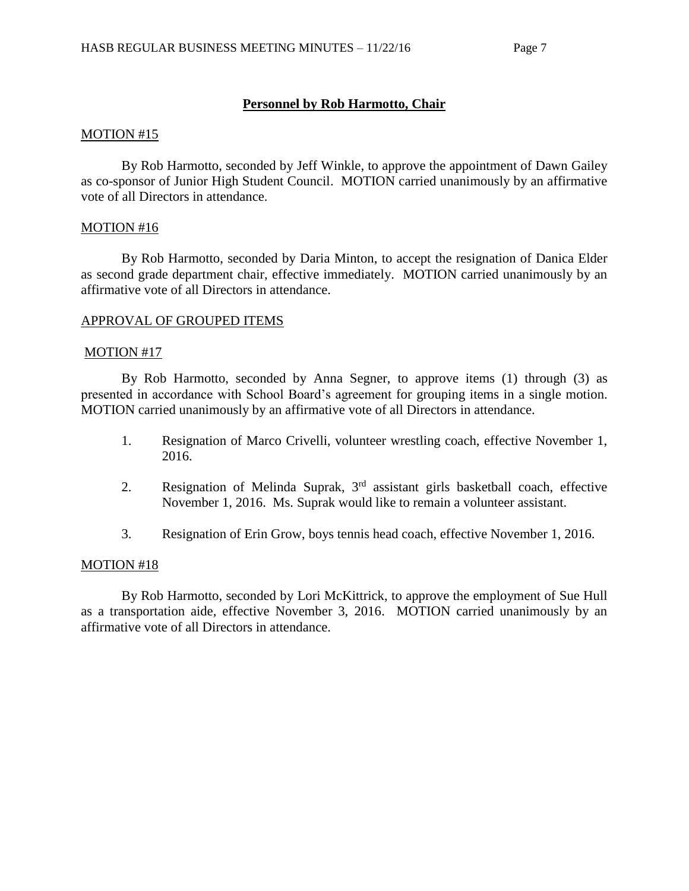## **Personnel by Rob Harmotto, Chair**

MOTION #15

By Rob Harmotto, seconded by Jeff Winkle, to approve the appointment of Dawn Gailey as co-sponsor of Junior High Student Council. MOTION carried unanimously by an affirmative vote of all Directors in attendance.

MOTION #16

By Rob Harmotto, seconded by Daria Minton, to accept the resignation of Danica Elder as second grade department chair, effective immediately. MOTION carried unanimously by an affirmative vote of all Directors in attendance.

APPROVAL OF GROUPED ITEMS

MOTION #17

By Rob Harmotto, seconded by Anna Segner, to approve items (1) through (3) as presented in accordance with School Board's agreement for grouping items in a single motion. MOTION carried unanimously by an affirmative vote of all Directors in attendance.

1. Resignation of Marco Crivelli, volunteer wrestling coach, effective November 1, 2016.

2. Resignation of Melinda Suprak, 3rd assistant girls basketball coach, effective November 1, 2016. Ms. Suprak would like to remain a volunteer assistant.

3. Resignation of Erin Grow, boys tennis head coach, effective November 1, 2016.

MOTION #18

By Rob Harmotto, seconded by Lori McKittrick, to approve the employment of Sue Hull as a transportation aide, effective November 3, 2016. MOTION carried unanimously by an affirmative vote of all Directors in attendance.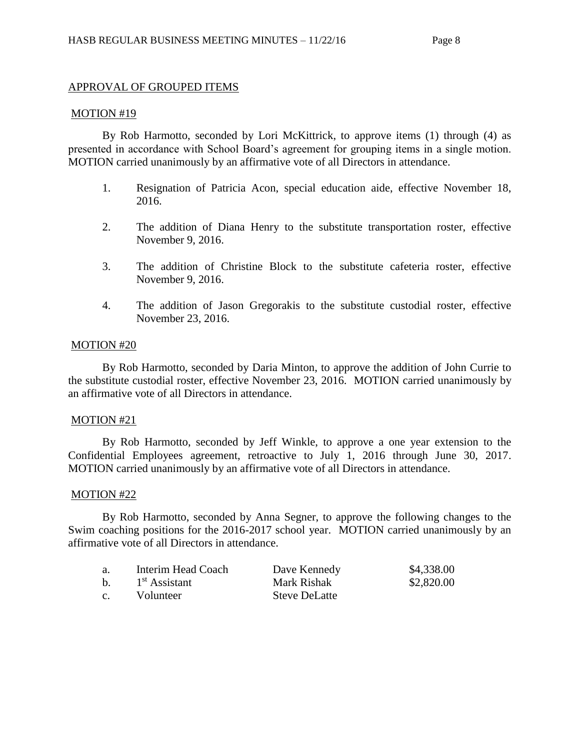## APPROVAL OF GROUPED ITEMS

### MOTION #19

By Rob Harmotto, seconded by Lori McKittrick, to approve items (1) through (4) as presented in accordance with School Board's agreement for grouping items in a single motion. MOTION carried unanimously by an affirmative vote of all Directors in attendance.

1. Resignation of Patricia Acon, special education aide, effective November 18, 2016.

2. The addition of Diana Henry to the substitute transportation roster, effective November 9, 2016.

3. The addition of Christine Block to the substitute cafeteria roster, effective November 9, 2016.

4. The addition of Jason Gregorakis to the substitute custodial roster, effective November 23, 2016.

### MOTION #20

By Rob Harmotto, seconded by Daria Minton, to approve the addition of John Currie to the substitute custodial roster, effective November 23, 2016. MOTION carried unanimously by an affirmative vote of all Directors in attendance.

### MOTION #21

By Rob Harmotto, seconded by Jeff Winkle, to approve a one year extension to the Confidential Employees agreement, retroactive to July 1, 2016 through June 30, 2017. MOTION carried unanimously by an affirmative vote of all Directors in attendance.

### MOTION #22

By Rob Harmotto, seconded by Anna Segner, to approve the following changes to the Swim coaching positions for the 2016-2017 school year. MOTION carried unanimously by an affirmative vote of all Directors in attendance.

| | | | |
|---|---|---|---|
| a. | Interim Head Coach | Dave Kennedy | \$4,338.00 |
| b. | 1st Assistant | Mark Rishak | \$2,820.00 |
| c. | Volunteer | Steve DeLatte | |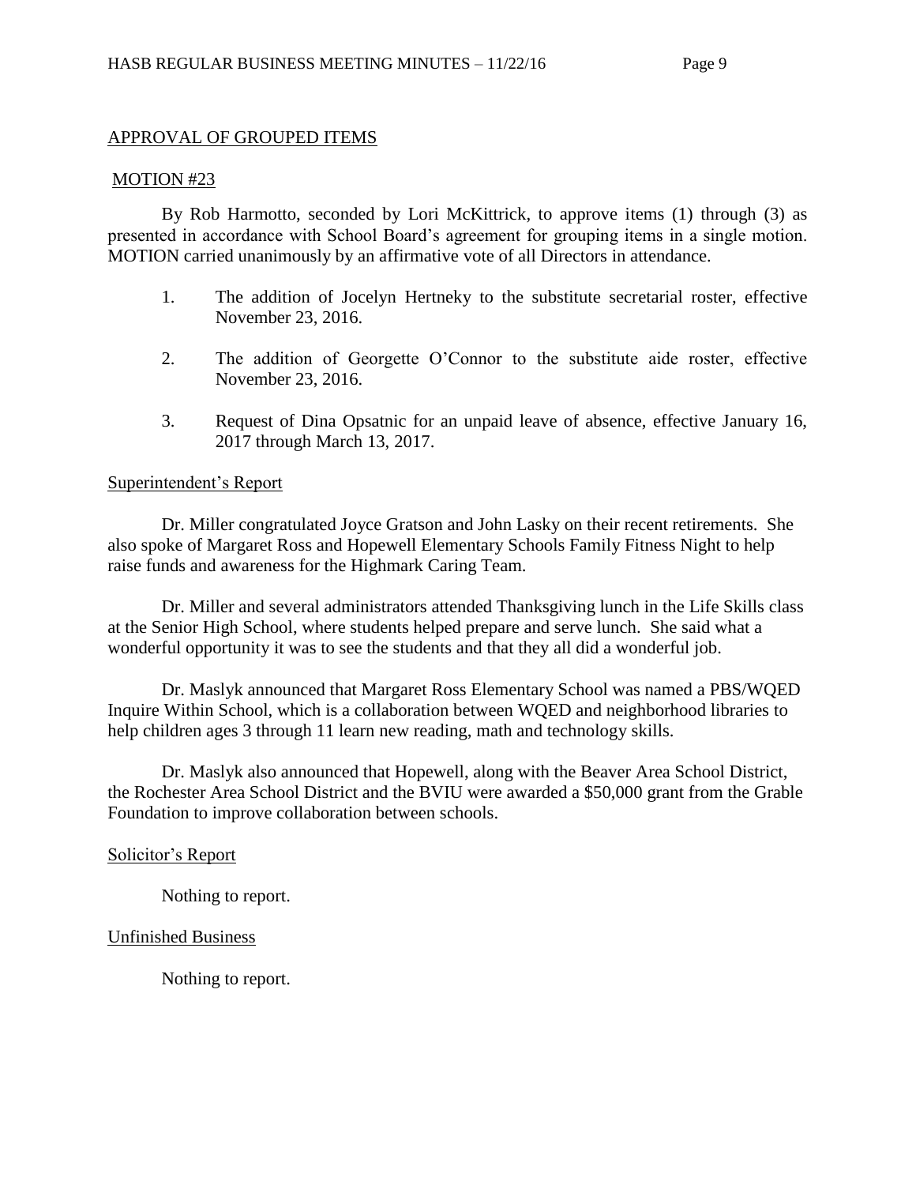## APPROVAL OF GROUPED ITEMS

### MOTION #23

By Rob Harmotto, seconded by Lori McKittrick, to approve items (1) through (3) as presented in accordance with School Board's agreement for grouping items in a single motion. MOTION carried unanimously by an affirmative vote of all Directors in attendance.

1. The addition of Jocelyn Hertneky to the substitute secretarial roster, effective November 23, 2016.

2. The addition of Georgette O'Connor to the substitute aide roster, effective November 23, 2016.

3. Request of Dina Opsatnic for an unpaid leave of absence, effective January 16, 2017 through March 13, 2017.

## Superintendent's Report

Dr. Miller congratulated Joyce Gratson and John Lasky on their recent retirements. She also spoke of Margaret Ross and Hopewell Elementary Schools Family Fitness Night to help raise funds and awareness for the Highmark Caring Team.

Dr. Miller and several administrators attended Thanksgiving lunch in the Life Skills class at the Senior High School, where students helped prepare and serve lunch. She said what a wonderful opportunity it was to see the students and that they all did a wonderful job.

Dr. Maslyk announced that Margaret Ross Elementary School was named a PBS/WQED Inquire Within School, which is a collaboration between WQED and neighborhood libraries to help children ages 3 through 11 learn new reading, math and technology skills.

Dr. Maslyk also announced that Hopewell, along with the Beaver Area School District, the Rochester Area School District and the BVIU were awarded a $50,000 grant from the Grable Foundation to improve collaboration between schools.

## Solicitor's Report

Nothing to report.

## Unfinished Business

Nothing to report.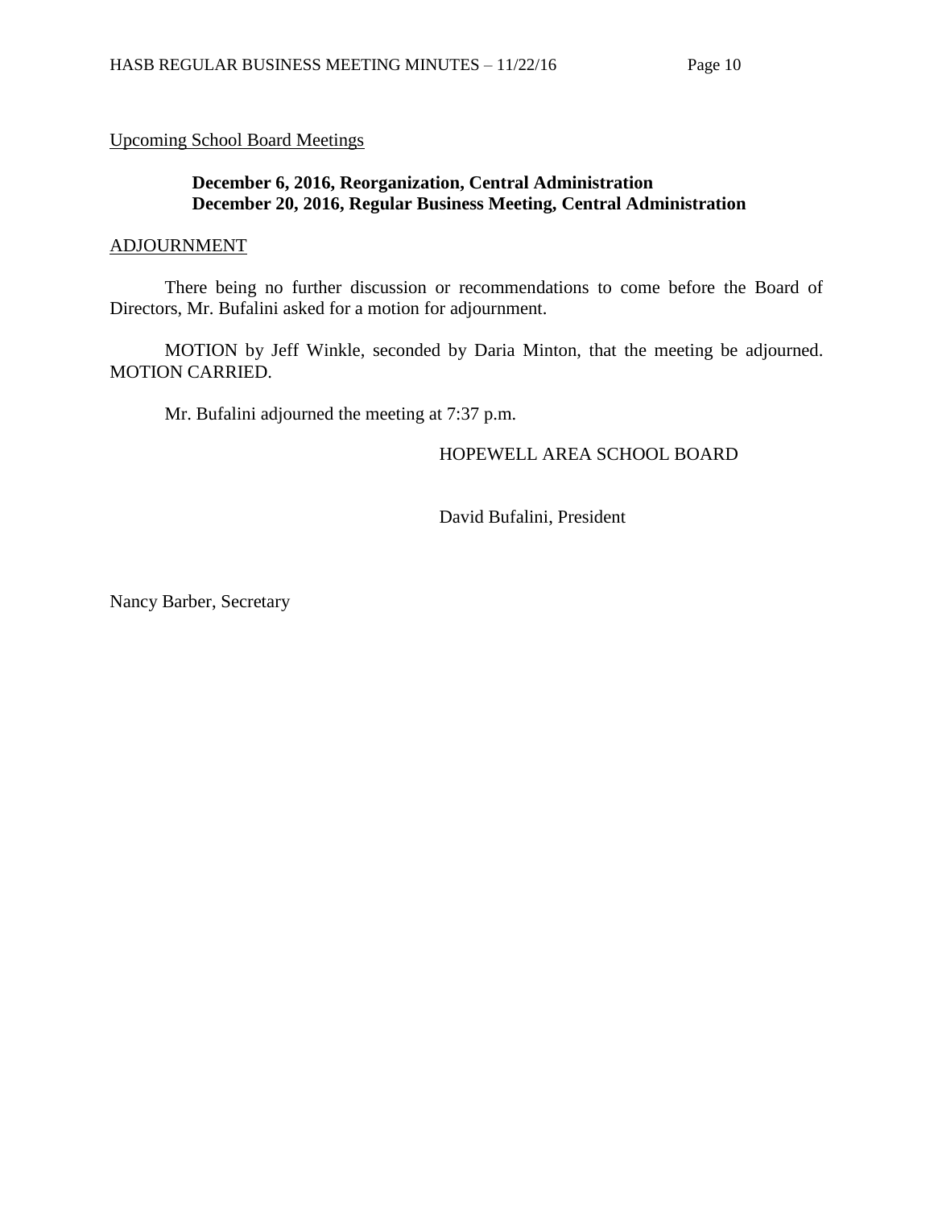<u>Upcoming School Board Meetings</u>

**December 6, 2016, Reorganization, Central Administration**
**December 20, 2016, Regular Business Meeting, Central Administration**

<u>ADJOURNMENT</u>

There being no further discussion or recommendations to come before the Board of Directors, Mr. Bufalini asked for a motion for adjournment.

MOTION by Jeff Winkle, seconded by Daria Minton, that the meeting be adjourned. MOTION CARRIED.

Mr. Bufalini adjourned the meeting at 7:37 p.m.

HOPEWELL AREA SCHOOL BOARD

David Bufalini, President

Nancy Barber, Secretary